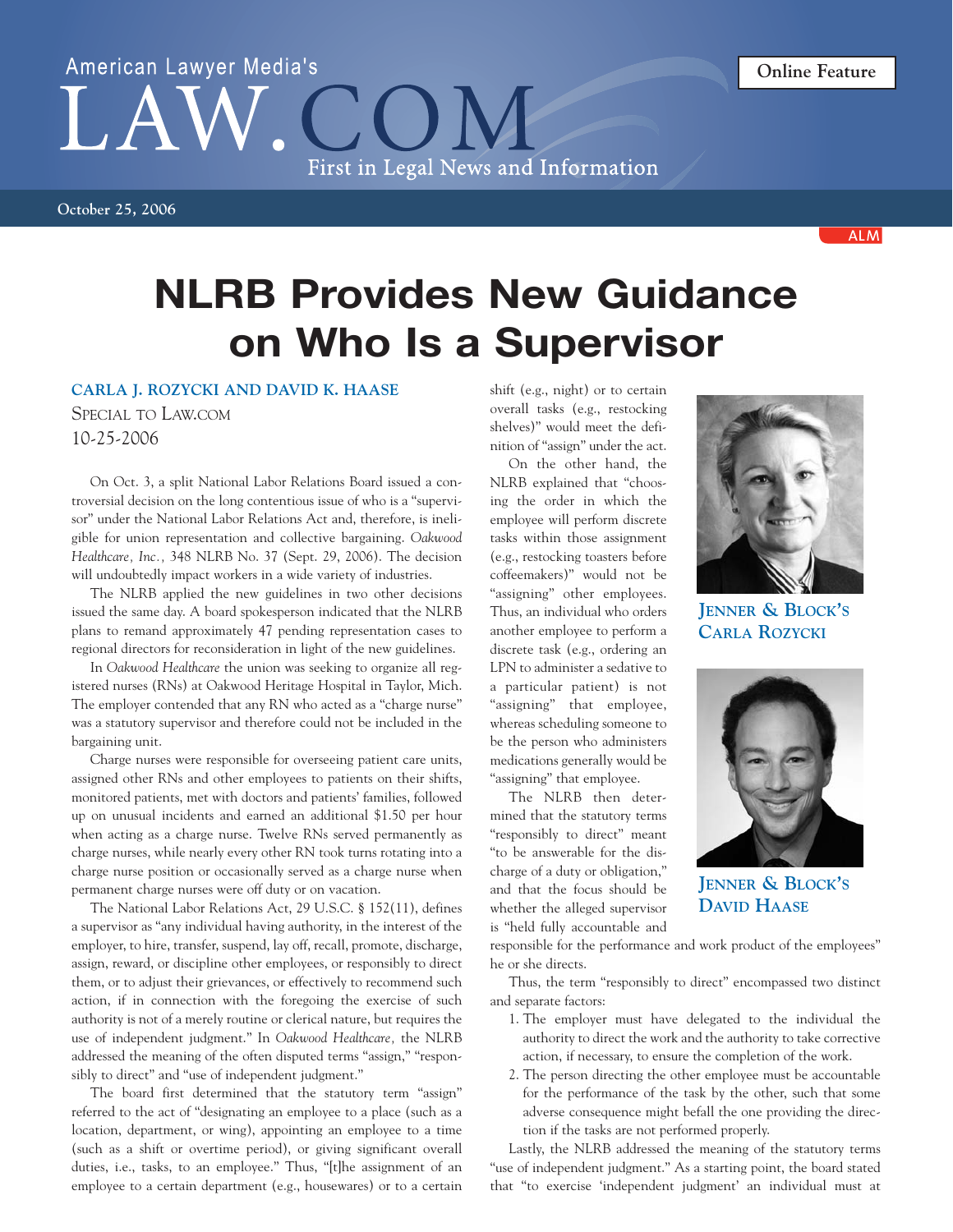American Lawyer Media's LAW.COM — First in Legal News and Information

Online Feature

October 25, 2006

# NLRB Provides New Guidance on Who Is a Supervisor

**CARLA J. ROZYCKI AND DAVID K. HAASE**
SPECIAL TO LAW.COM
10-25-2006

On Oct. 3, a split National Labor Relations Board issued a controversial decision on the long contentious issue of who is a "supervisor" under the National Labor Relations Act and, therefore, is ineligible for union representation and collective bargaining. *Oakwood Healthcare, Inc.,* 348 NLRB No. 37 (Sept. 29, 2006). The decision will undoubtedly impact workers in a wide variety of industries.

The NLRB applied the new guidelines in two other decisions issued the same day. A board spokesperson indicated that the NLRB plans to remand approximately 47 pending representation cases to regional directors for reconsideration in light of the new guidelines.

In *Oakwood Healthcare* the union was seeking to organize all registered nurses (RNs) at Oakwood Heritage Hospital in Taylor, Mich. The employer contended that any RN who acted as a "charge nurse" was a statutory supervisor and therefore could not be included in the bargaining unit.

Charge nurses were responsible for overseeing patient care units, assigned other RNs and other employees to patients on their shifts, monitored patients, met with doctors and patients' families, followed up on unusual incidents and earned an additional $1.50 per hour when acting as a charge nurse. Twelve RNs served permanently as charge nurses, while nearly every other RN took turns rotating into a charge nurse position or occasionally served as a charge nurse when permanent charge nurses were off duty or on vacation.

The National Labor Relations Act, 29 U.S.C. § 152(11), defines a supervisor as "any individual having authority, in the interest of the employer, to hire, transfer, suspend, lay off, recall, promote, discharge, assign, reward, or discipline other employees, or responsibly to direct them, or to adjust their grievances, or effectively to recommend such action, if in connection with the foregoing the exercise of such authority is not of a merely routine or clerical nature, but requires the use of independent judgment." In *Oakwood Healthcare,* the NLRB addressed the meaning of the often disputed terms "assign," "responsibly to direct" and "use of independent judgment."

The board first determined that the statutory term "assign" referred to the act of "designating an employee to a place (such as a location, department, or wing), appointing an employee to a time (such as a shift or overtime period), or giving significant overall duties, i.e., tasks, to an employee." Thus, "[t]he assignment of an employee to a certain department (e.g., housewares) or to a certain shift (e.g., night) or to certain overall tasks (e.g., restocking shelves)" would meet the definition of "assign" under the act.

On the other hand, the NLRB explained that "choosing the order in which the employee will perform discrete tasks within those assignment (e.g., restocking toasters before coffeemakers)" would not be "assigning" other employees. Thus, an individual who orders another employee to perform a discrete task (e.g., ordering an LPN to administer a sedative to a particular patient) is not "assigning" that employee, whereas scheduling someone to be the person who administers medications generally would be "assigning" that employee.

The NLRB then determined that the statutory terms "responsibly to direct" meant "to be answerable for the discharge of a duty or obligation," and that the focus should be whether the alleged supervisor is "held fully accountable and responsible for the performance and work product of the employees" he or she directs.

JENNER & BLOCK'S CARLA ROZYCKI

JENNER & BLOCK'S DAVID HAASE

Thus, the term "responsibly to direct" encompassed two distinct and separate factors:

1. The employer must have delegated to the individual the authority to direct the work and the authority to take corrective action, if necessary, to ensure the completion of the work.
2. The person directing the other employee must be accountable for the performance of the task by the other, such that some adverse consequence might befall the one providing the direction if the tasks are not performed properly.

Lastly, the NLRB addressed the meaning of the statutory terms "use of independent judgment." As a starting point, the board stated that "to exercise 'independent judgment' an individual must at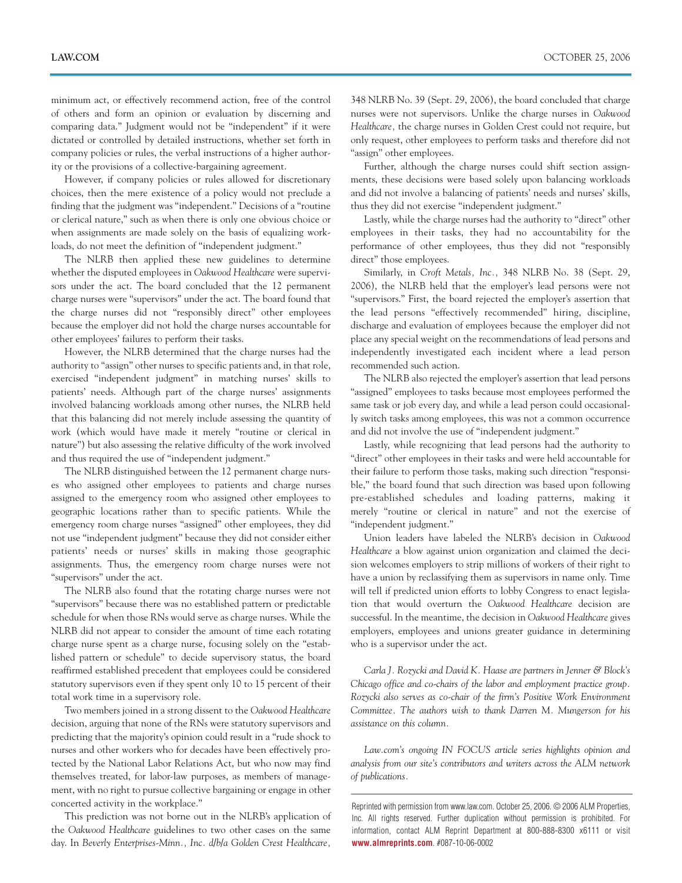minimum act, or effectively recommend action, free of the control of others and form an opinion or evaluation by discerning and comparing data." Judgment would not be "independent" if it were dictated or controlled by detailed instructions, whether set forth in company policies or rules, the verbal instructions of a higher authority or the provisions of a collective-bargaining agreement.

However, if company policies or rules allowed for discretionary choices, then the mere existence of a policy would not preclude a finding that the judgment was "independent." Decisions of a "routine or clerical nature," such as when there is only one obvious choice or when assignments are made solely on the basis of equalizing workloads, do not meet the definition of "independent judgment."

The NLRB then applied these new guidelines to determine whether the disputed employees in *Oakwood Healthcare* were supervisors under the act. The board concluded that the 12 permanent charge nurses were "supervisors" under the act. The board found that the charge nurses did not "responsibly direct" other employees because the employer did not hold the charge nurses accountable for other employees' failures to perform their tasks.

However, the NLRB determined that the charge nurses had the authority to "assign" other nurses to specific patients and, in that role, exercised "independent judgment" in matching nurses' skills to patients' needs. Although part of the charge nurses' assignments involved balancing workloads among other nurses, the NLRB held that this balancing did not merely include assessing the quantity of work (which would have made it merely "routine or clerical in nature") but also assessing the relative difficulty of the work involved and thus required the use of "independent judgment."

The NLRB distinguished between the 12 permanent charge nurses who assigned other employees to patients and charge nurses assigned to the emergency room who assigned other employees to geographic locations rather than to specific patients. While the emergency room charge nurses "assigned" other employees, they did not use "independent judgment" because they did not consider either patients' needs or nurses' skills in making those geographic assignments. Thus, the emergency room charge nurses were not "supervisors" under the act.

The NLRB also found that the rotating charge nurses were not "supervisors" because there was no established pattern or predictable schedule for when those RNs would serve as charge nurses. While the NLRB did not appear to consider the amount of time each rotating charge nurse spent as a charge nurse, focusing solely on the "established pattern or schedule" to decide supervisory status, the board reaffirmed established precedent that employees could be considered statutory supervisors even if they spent only 10 to 15 percent of their total work time in a supervisory role.

Two members joined in a strong dissent to the *Oakwood Healthcare* decision, arguing that none of the RNs were statutory supervisors and predicting that the majority's opinion could result in a "rude shock to nurses and other workers who for decades have been effectively protected by the National Labor Relations Act, but who now may find themselves treated, for labor-law purposes, as members of management, with no right to pursue collective bargaining or engage in other concerted activity in the workplace."

This prediction was not borne out in the NLRB's application of the *Oakwood Healthcare* guidelines to two other cases on the same day. In *Beverly Enterprises-Minn., Inc. d/b/a Golden Crest Healthcare*, 348 NLRB No. 39 (Sept. 29, 2006), the board concluded that charge nurses were not supervisors. Unlike the charge nurses in *Oakwood Healthcare,* the charge nurses in Golden Crest could not require, but only request, other employees to perform tasks and therefore did not "assign" other employees.

Further, although the charge nurses could shift section assignments, these decisions were based solely upon balancing workloads and did not involve a balancing of patients' needs and nurses' skills, thus they did not exercise "independent judgment."

Lastly, while the charge nurses had the authority to "direct" other employees in their tasks, they had no accountability for the performance of other employees, thus they did not "responsibly direct" those employees.

Similarly, in *Croft Metals, Inc.,* 348 NLRB No. 38 (Sept. 29, 2006), the NLRB held that the employer's lead persons were not "supervisors." First, the board rejected the employer's assertion that the lead persons "effectively recommended" hiring, discipline, discharge and evaluation of employees because the employer did not place any special weight on the recommendations of lead persons and independently investigated each incident where a lead person recommended such action.

The NLRB also rejected the employer's assertion that lead persons "assigned" employees to tasks because most employees performed the same task or job every day, and while a lead person could occasionally switch tasks among employees, this was not a common occurrence and did not involve the use of "independent judgment."

Lastly, while recognizing that lead persons had the authority to "direct" other employees in their tasks and were held accountable for their failure to perform those tasks, making such direction "responsible," the board found that such direction was based upon following pre-established schedules and loading patterns, making it merely "routine or clerical in nature" and not the exercise of "independent judgment."

Union leaders have labeled the NLRB's decision in *Oakwood Healthcare* a blow against union organization and claimed the decision welcomes employers to strip millions of workers of their right to have a union by reclassifying them as supervisors in name only. Time will tell if predicted union efforts to lobby Congress to enact legislation that would overturn the *Oakwood Healthcare* decision are successful. In the meantime, the decision in *Oakwood Healthcare* gives employers, employees and unions greater guidance in determining who is a supervisor under the act.

*Carla J. Rozycki and David K. Haase are partners in Jenner & Block's Chicago office and co-chairs of the labor and employment practice group. Rozycki also serves as co-chair of the firm's Positive Work Environment Committee. The authors wish to thank Darren M. Mungerson for his assistance on this column.*

*Law.com's ongoing IN FOCUS article series highlights opinion and analysis from our site's contributors and writers across the ALM network of publications.*

---

Reprinted with permission from www.law.com. October 25, 2006. © 2006 ALM Properties, Inc. All rights reserved. Further duplication without permission is prohibited. For information, contact ALM Reprint Department at 800-888-8300 x6111 or visit **www.almreprints.com**. #087-10-06-0002